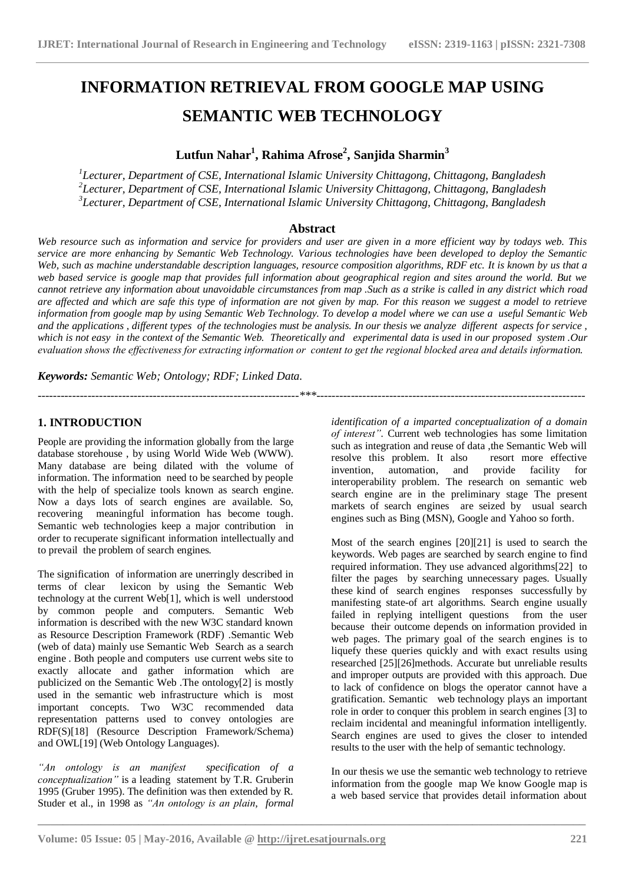# INFORMATION RETRIEVAL FROM GOOGLE MAP USING SEMANTIC WEB TECHNOLOGY

**Lutfun Nahar[1], Rahima Afrose[2], Sanjida Sharmin[3]**

[1]*Lecturer, Department of CSE, International Islamic University Chittagong, Chittagong, Bangladesh*
[2]*Lecturer, Department of CSE, International Islamic University Chittagong, Chittagong, Bangladesh*
[3]*Lecturer, Department of CSE, International Islamic University Chittagong, Chittagong, Bangladesh*

## Abstract

*Web resource such as information and service for providers and user are given in a more efficient way by todays web. This service are more enhancing by Semantic Web Technology. Various technologies have been developed to deploy the Semantic Web, such as machine understandable description languages, resource composition algorithms, RDF etc. It is known by us that a web based service is google map that provides full information about geographical region and sites around the world. But we cannot retrieve any information about unavoidable circumstances from map .Such as a strike is called in any district which road are affected and which are safe this type of information are not given by map. For this reason we suggest a model to retrieve information from google map by using Semantic Web Technology. To develop a model where we can use a useful Semantic Web and the applications , different types of the technologies must be analysis. In our thesis we analyze different aspects for service , which is not easy in the context of the Semantic Web. Theoretically and experimental data is used in our proposed system .Our evaluation shows the effectiveness for extracting information or content to get the regional blocked area and details information.*

***Keywords:*** *Semantic Web; Ontology; RDF; Linked Data.*

---

## 1. INTRODUCTION

People are providing the information globally from the large database storehouse , by using World Wide Web (WWW). Many database are being dilated with the volume of information. The information need to be searched by people with the help of specialize tools known as search engine. Now a days lots of search engines are available. So, recovering meaningful information has become tough. Semantic web technologies keep a major contribution in order to recuperate significant information intellectually and to prevail the problem of search engines.

The signification of information are unerringly described in terms of clear lexicon by using the Semantic Web technology at the current Web[1], which is well understood by common people and computers. Semantic Web information is described with the new W3C standard known as Resource Description Framework (RDF) .Semantic Web (web of data) mainly use Semantic Web Search as a search engine . Both people and computers use current webs site to exactly allocate and gather information which are publicized on the Semantic Web .The ontology[2] is mostly used in the semantic web infrastructure which is most important concepts. Two W3C recommended data representation patterns used to convey ontologies are RDF(S)[18] (Resource Description Framework/Schema) and OWL[19] (Web Ontology Languages).

*"An ontology is an manifest specification of a conceptualization"* is a leading statement by T.R. Gruberin 1995 (Gruber 1995). The definition was then extended by R. Studer et al., in 1998 as *"An ontology is an plain, formal identification of a imparted conceptualization of a domain of interest"*. Current web technologies has some limitation such as integration and reuse of data ,the Semantic Web will resolve this problem. It also resort more effective invention, automation, and provide facility for interoperability problem. The research on semantic web search engine are in the preliminary stage The present markets of search engines are seized by usual search engines such as Bing (MSN), Google and Yahoo so forth.

Most of the search engines [20][21] is used to search the keywords. Web pages are searched by search engine to find required information. They use advanced algorithms[22] to filter the pages by searching unnecessary pages. Usually these kind of search engines responses successfully by manifesting state-of art algorithms. Search engine usually failed in replying intelligent questions from the user because their outcome depends on information provided in web pages. The primary goal of the search engines is to liquefy these queries quickly and with exact results using researched [25][26]methods. Accurate but unreliable results and improper outputs are provided with this approach. Due to lack of confidence on blogs the operator cannot have a gratification. Semantic web technology plays an important role in order to conquer this problem in search engines [3] to reclaim incidental and meaningful information intelligently. Search engines are used to gives the closer to intended results to the user with the help of semantic technology.

In our thesis we use the semantic web technology to retrieve information from the google map We know Google map is a web based service that provides detail information about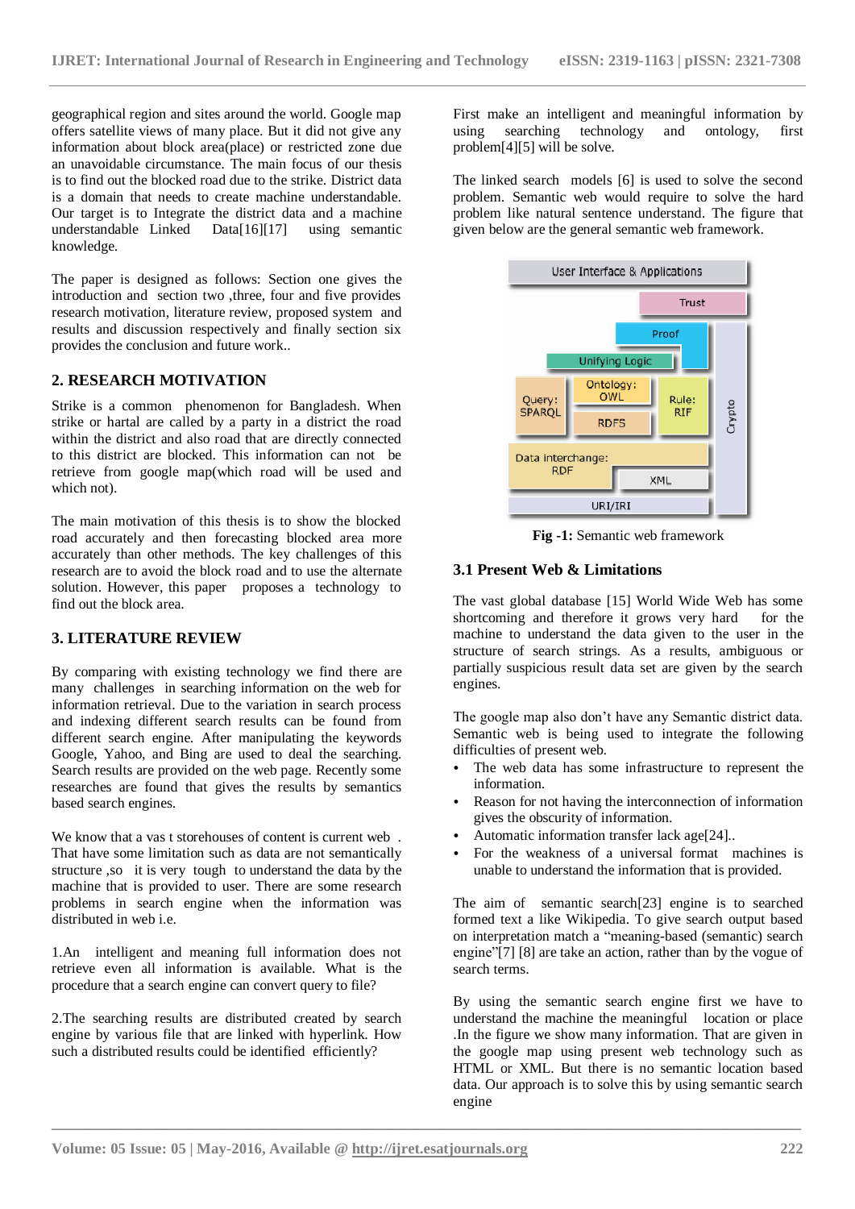geographical region and sites around the world. Google map offers satellite views of many place. But it did not give any information about block area(place) or restricted zone due an unavoidable circumstance. The main focus of our thesis is to find out the blocked road due to the strike. District data is a domain that needs to create machine understandable. Our target is to Integrate the district data and a machine understandable Linked Data[16][17] using semantic knowledge.

The paper is designed as follows: Section one gives the introduction and section two ,three, four and five provides research motivation, literature review, proposed system and results and discussion respectively and finally section six provides the conclusion and future work..

## 2. RESEARCH MOTIVATION

Strike is a common phenomenon for Bangladesh. When strike or hartal are called by a party in a district the road within the district and also road that are directly connected to this district are blocked. This information can not be retrieve from google map(which road will be used and which not).

The main motivation of this thesis is to show the blocked road accurately and then forecasting blocked area more accurately than other methods. The key challenges of this research are to avoid the block road and to use the alternate solution. However, this paper proposes a technology to find out the block area.

## 3. LITERATURE REVIEW

By comparing with existing technology we find there are many challenges in searching information on the web for information retrieval. Due to the variation in search process and indexing different search results can be found from different search engine. After manipulating the keywords Google, Yahoo, and Bing are used to deal the searching. Search results are provided on the web page. Recently some researches are found that gives the results by semantics based search engines.

We know that a vas t storehouses of content is current web . That have some limitation such as data are not semantically structure ,so it is very tough to understand the data by the machine that is provided to user. There are some research problems in search engine when the information was distributed in web i.e.

1.An intelligent and meaning full information does not retrieve even all information is available. What is the procedure that a search engine can convert query to file?

2.The searching results are distributed created by search engine by various file that are linked with hyperlink. How such a distributed results could be identified efficiently?

First make an intelligent and meaningful information by using searching technology and ontology, first problem[4][5] will be solve.

The linked search models [6] is used to solve the second problem. Semantic web would require to solve the hard problem like natural sentence understand. The figure that given below are the general semantic web framework.

User Interface & Applications

Trust

Proof

Unifying Logic

Query: SPARQL

Ontology: OWL

Rule: RIF

RDFS

Crypto

Data interchange: RDF

XML

URI/IRI

**Fig -1:** Semantic web framework

### 3.1 Present Web & Limitations

The vast global database [15] World Wide Web has some shortcoming and therefore it grows very hard for the machine to understand the data given to the user in the structure of search strings. As a results, ambiguous or partially suspicious result data set are given by the search engines.

The google map also don't have any Semantic district data. Semantic web is being used to integrate the following difficulties of present web.

- The web data has some infrastructure to represent the information.
- Reason for not having the interconnection of information gives the obscurity of information.
- Automatic information transfer lack age[24]..
- For the weakness of a universal format machines is unable to understand the information that is provided.

The aim of semantic search[23] engine is to searched formed text a like Wikipedia. To give search output based on interpretation match a "meaning-based (semantic) search engine"[7] [8] are take an action, rather than by the vogue of search terms.

By using the semantic search engine first we have to understand the machine the meaningful location or place .In the figure we show many information. That are given in the google map using present web technology such as HTML or XML. But there is no semantic location based data. Our approach is to solve this by using semantic search engine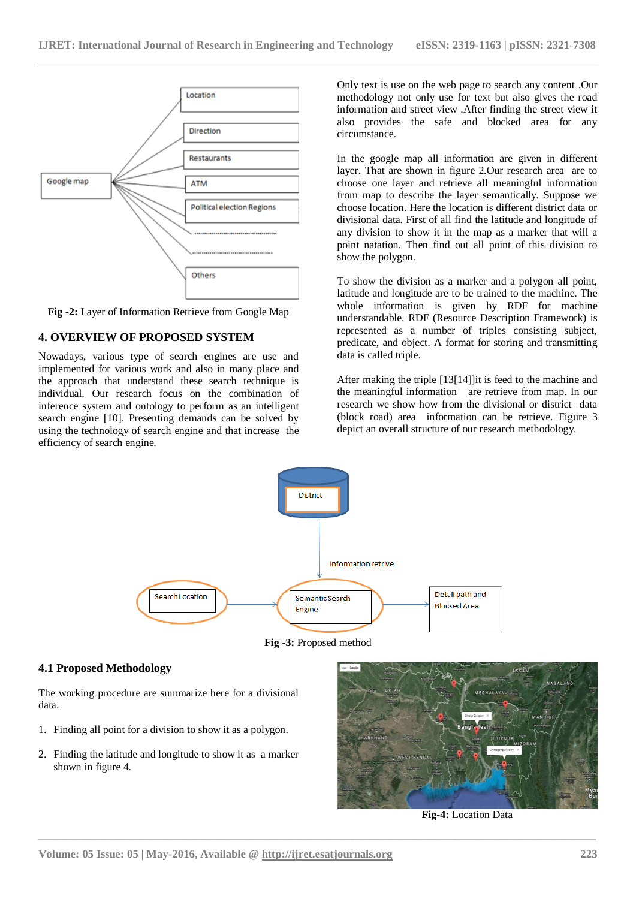Fig -2: Layer of Information Retrieve from Google Map

## 4. OVERVIEW OF PROPOSED SYSTEM

Nowadays, various type of search engines are use and implemented for various work and also in many place and the approach that understand these search technique is individual. Our research focus on the combination of inference system and ontology to perform as an intelligent search engine [10]. Presenting demands can be solved by using the technology of search engine and that increase the efficiency of search engine.

Only text is use on the web page to search any content .Our methodology not only use for text but also gives the road information and street view .After finding the street view it also provides the safe and blocked area for any circumstance.

In the google map all information are given in different layer. That are shown in figure 2.Our research area are to choose one layer and retrieve all meaningful information from map to describe the layer semantically. Suppose we choose location. Here the location is different district data or divisional data. First of all find the latitude and longitude of any division to show it in the map as a marker that will a point natation. Then find out all point of this division to show the polygon.

To show the division as a marker and a polygon all point, latitude and longitude are to be trained to the machine. The whole information is given by RDF for machine understandable. RDF (Resource Description Framework) is represented as a number of triples consisting subject, predicate, and object. A format for storing and transmitting data is called triple.

After making the triple [13][14]]it is feed to the machine and the meaningful information are retrieve from map. In our research we show how from the divisional or district data (block road) area information can be retrieve. Figure 3 depict an overall structure of our research methodology.

Fig -3: Proposed method

### 4.1 Proposed Methodology

The working procedure are summarize here for a divisional data.

1. Finding all point for a division to show it as a polygon.
2. Finding the latitude and longitude to show it as a marker shown in figure 4.

Fig-4: Location Data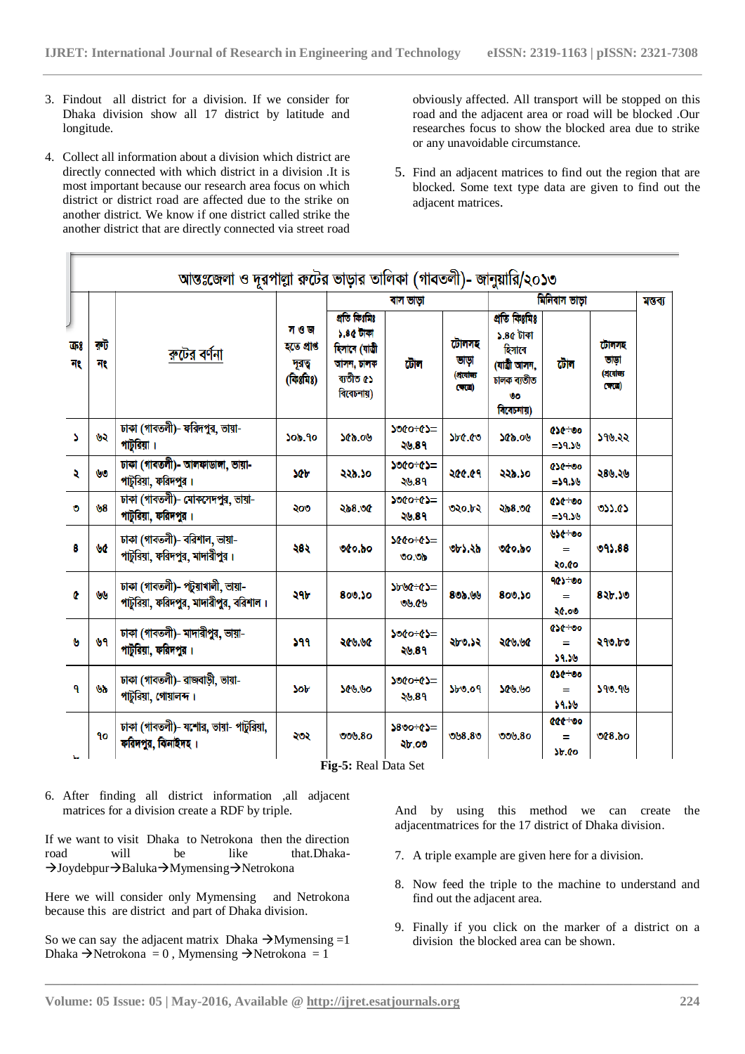3. Findout all district for a division. If we consider for Dhaka division show all 17 district by latitude and longitude.

4. Collect all information about a division which district are directly connected with which district in a division .It is most important because our research area focus on which district or district road are affected due to the strike on another district. We know if one district called strike the another district that are directly connected via street road obviously affected. All transport will be stopped on this road and the adjacent area or road will be blocked .Our researches focus to show the blocked area due to strike or any unavoidable circumstance.

5. Find an adjacent matrices to find out the region that are blocked. Some text type data are given to find out the adjacent matrices.

| আন্তঃজেলা ও দূরপাল্লা রুটের ভাড়ার তালিকা (গাবতলী)- জানুয়ারি/২০১৩ | | | | | | | | | | | |
|---|---|---|---|---|---|---|---|---|---|---|---|
| ক্রঃ নং | রুট নং | রুটের বর্ণনা | স ও জ হতে প্রাপ্ত দূরত্ব (কিঃমিঃ) | বাস ভাড়া | | | মিনিবাস ভাড়া | | | মন্তব্য |
| | | | | প্রতি কিঃমিঃ ১.৪৫ টাকা হিসাবে (যাত্রী আসন, চালক ব্যতীত ৫১ বিবেচনায়) | টোল | টোলসহ ভাড়া (প্রযোজ্য ক্ষেত্রে) | প্রতি কিঃমিঃ ১.৪৫ টাকা হিসাবে (যাত্রী আসন, চালক ব্যতীত ৩০ বিবেচনায়) | টোল | টোলসহ ভাড়া (প্রযোজ্য ক্ষেত্রে) | |
| ১ | ৬২ | ঢাকা (গাবতলী)- ফরিদপুর, ভায়া-পাটুরিয়া। | ১০৯.৭০ | ১৫৯.০৬ | ১৩৫০÷৫১= ২৬.৪৭ | ১৮৫.৫৩ | ১৫৯.০৬ | ৫১৫÷৩০ =১৭.১৬ | ১৭৬.২২ | |
| ২ | ৬৩ | ঢাকা (গাবতলী)- আলফাডাঙ্গা, ভায়া-পাটুরিয়া, ফরিদপুর। | ১৫৮ | ২২৯.১০ | ১৩৫০÷৫১= ২৬.৪৭ | ২৫৫.৫৭ | ২২৯.১০ | ৫১৫÷৩০ =১৭.১৬ | ২৪৬.২৬ | |
| ৩ | ৬৪ | ঢাকা (গাবতলী)- মোকসেদপুর, ভায়া-পাটুরিয়া, ফরিদপুর। | ২০৩ | ২৯৪.৩৫ | ১৩৫০÷৫১= ২৬.৪৭ | ৩২০.৮২ | ২৯৪.৩৫ | ৫১৫÷৩০ =১৭.১৬ | ৩১১.৫১ | |
| ৪ | ৬৫ | ঢাকা (গাবতলী)- বরিশাল, ভায়া-পাটুরিয়া, ফরিদপুর, মাদারীপুর। | ২৪২ | ৩৫০.৯০ | ১৫৫০÷৫১= ৩০.৩৯ | ৩৮১.২৯ | ৩৫০.৯০ | ৬১৫÷৩০ = ২০.৫০ | ৩৭১.৪৪ | |
| ৫ | ৬৬ | ঢাকা (গাবতলী)- পটুয়াখালী, ভায়া-পাটুরিয়া, ফরিদপুর, মাদারীপুর, বরিশাল। | ২৭৮ | ৪০৩.১০ | ১৮৬৫÷৫১= ৩৬.৫৬ | ৪৩৯.৬৬ | ৪০৩.১০ | ৭৫১÷৩০ = ২৫.০৩ | ৪২৮.১৩ | |
| ৬ | ৬৭ | ঢাকা (গাবতলী)- মাদারীপুর, ভায়া-পাটুরিয়া, ফরিদপুর। | ১৭৭ | ২৫৬.৬৫ | ১৩৫০÷৫১= ২৬.৪৭ | ২৮৩.১২ | ২৫৬.৬৫ | ৫১৫÷৩০ = ১৭.১৬ | ২৭৩.৮৩ | |
| ৭ | ৬৯ | ঢাকা (গাবতলী)- রাজবাড়ী, ভায়া-পাটুরিয়া, গোয়ালন্দ। | ১০৮ | ১৫৬.৬০ | ১৩৫০÷৫১= ২৬.৪৭ | ১৮৩.০৭ | ১৫৬.৬০ | ৫১৫÷৩০ = ১৭.১৬ | ১৭৩.৭৬ | |
| | ৭০ | ঢাকা (গাবতলী)- যশোর, ভায়া- পাটুরিয়া, ফরিদপুর, ঝিনাইদহ। | ২৩২ | ৩৩৬.৪০ | ১৪৩০÷৫১= ২৮.০৩ | ৩৬৪.৪৩ | ৩৩৬.৪০ | ৫৫৫÷৩০ = ১৮.৫০ | ৩৫৪.৯০ | |

**Fig-5:** Real Data Set

6. After finding all district information ,all adjacent matrices for a division create a RDF by triple.

If we want to visit Dhaka to Netrokona then the direction road will be like that.Dhaka-→Joydebpur→Baluka→Mymensing→Netrokona

Here we will consider only Mymensing and Netrokona because this are district and part of Dhaka division.

So we can say the adjacent matrix Dhaka →Mymensing =1
Dhaka →Netrokona = 0 , Mymensing →Netrokona = 1

And by using this method we can create the adjacentmatrices for the 17 district of Dhaka division.

7. A triple example are given here for a division.

8. Now feed the triple to the machine to understand and find out the adjacent area.

9. Finally if you click on the marker of a district on a division the blocked area can be shown.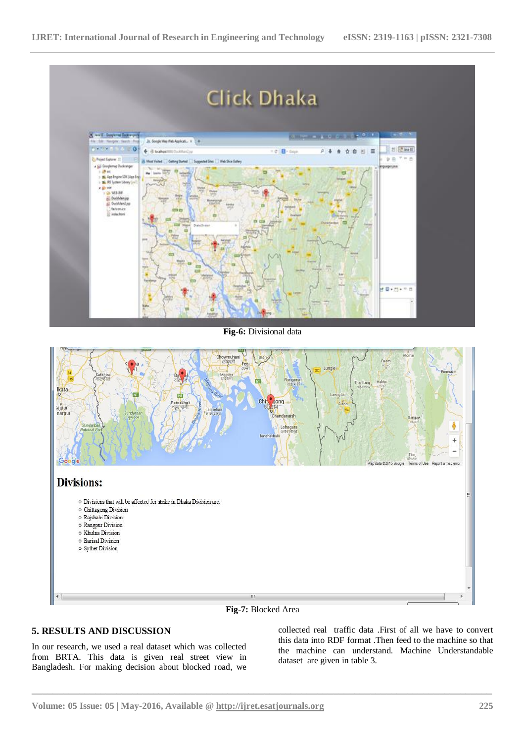Fig-6: Divisional data

Fig-7: Blocked Area

## 5. RESULTS AND DISCUSSION

In our research, we used a real dataset which was collected from BRTA. This data is given real street view in Bangladesh. For making decision about blocked road, we collected real traffic data .First of all we have to convert this data into RDF format .Then feed to the machine so that the machine can understand. Machine Understandable dataset are given in table 3.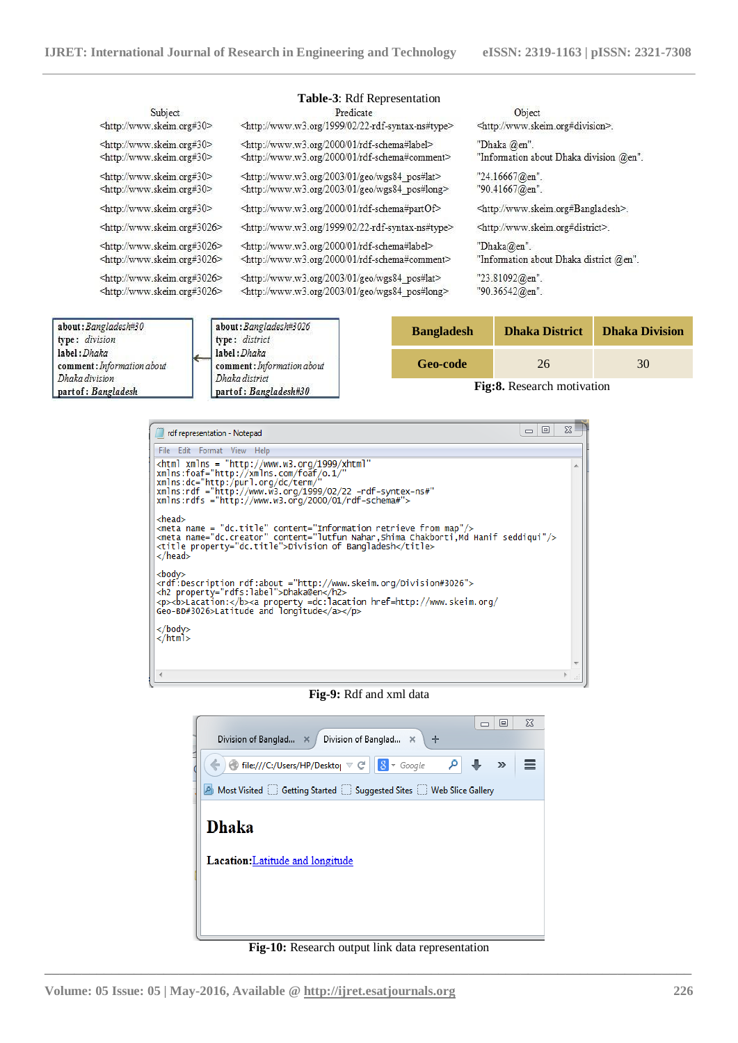**Table-3**: Rdf Representation

| Subject | Predicate | Object |
|---|---|---|
| <http://www.skeim.org#30> | <http://www.w3.org/1999/02/22-rdf-syntax-ns#type> | <http://www.skeim.org#division>. |
| <http://www.skeim.org#30> | <http://www.w3.org/2000/01/rdf-schema#label> | "Dhaka @en". |
| <http://www.skeim.org#30> | <http://www.w3.org/2000/01/rdf-schema#comment> | "Information about Dhaka division @en". |
| <http://www.skeim.org#30> | <http://www.w3.org/2003/01/geo/wgs84_pos#lat> | "24.16667@en". |
| <http://www.skeim.org#30> | <http://www.w3.org/2003/01/geo/wgs84_pos#long> | "90.41667@en". |
| <http://www.skeim.org#30> | <http://www.w3.org/2000/01/rdf-schema#partOf> | <http://www.skeim.org#Bangladesh>. |
| <http://www.skeim.org#3026> | <http://www.w3.org/1999/02/22-rdf-syntax-ns#type> | <http://www.skeim.org#district>. |
| <http://www.skeim.org#3026> | <http://www.w3.org/2000/01/rdf-schema#label> | "Dhaka@en". |
| <http://www.skeim.org#3026> | <http://www.w3.org/2000/01/rdf-schema#comment> | "Information about Dhaka district @en". |
| <http://www.skeim.org#3026> | <http://www.w3.org/2003/01/geo/wgs84_pos#lat> | "23.81092@en". |
| <http://www.skeim.org#3026> | <http://www.w3.org/2003/01/geo/wgs84_pos#long> | "90.36542@en". |

```
about: Bangladesh#30
type: division
label: Dhaka
comment: Information about
Dhaka division
partof: Bangladesh
```

```
about: Bangladesh#3026
type: district
label: Dhaka
comment: Information about
Dhaka district
partof: Bangladesh#30
```

| Bangladesh | Dhaka District | Dhaka Division |
|---|---|---|
| Geo-code | 26 | 30 |

**Fig:8.** Research motivation

```
<html xmlns = "http://www.w3.org/1999/xhtml"
xmlns:foaf="http://xmlns.com/foaf/0.1/"
xmlns:dc="http:/purl.org/dc/term/"
xmlns:rdf ="http://www.w3.org/1999/02/22 -rdf-syntex-ns#"
xmlns:rdfs ="http://www.w3.org/2000/01/rdf-schema#">

<head>
<meta name = "dc.title" content="Information retrieve from map"/>
<meta name="dc.creator" content="lutfun Nahar,Shima Chakborti,Md Hanif seddiqui"/>
<title property="dc.title">Division of Bangladesh</title>
</head>

<body>
<rdf:Description rdf:about ="http://www.skeim.org/Division#3026">
<h2 property="rdfs:label">Dhaka@en</h2>
<p><b>Lacation:</b><a property =dc:lacation href=http://www.skeim.org/
Geo-BD#3026>Latitude and longitude</a></p>

</body>
</html>
```

**Fig-9:** Rdf and xml data

# Dhaka

**Lacation:**Latitude and longitude

**Fig-10:** Research output link data representation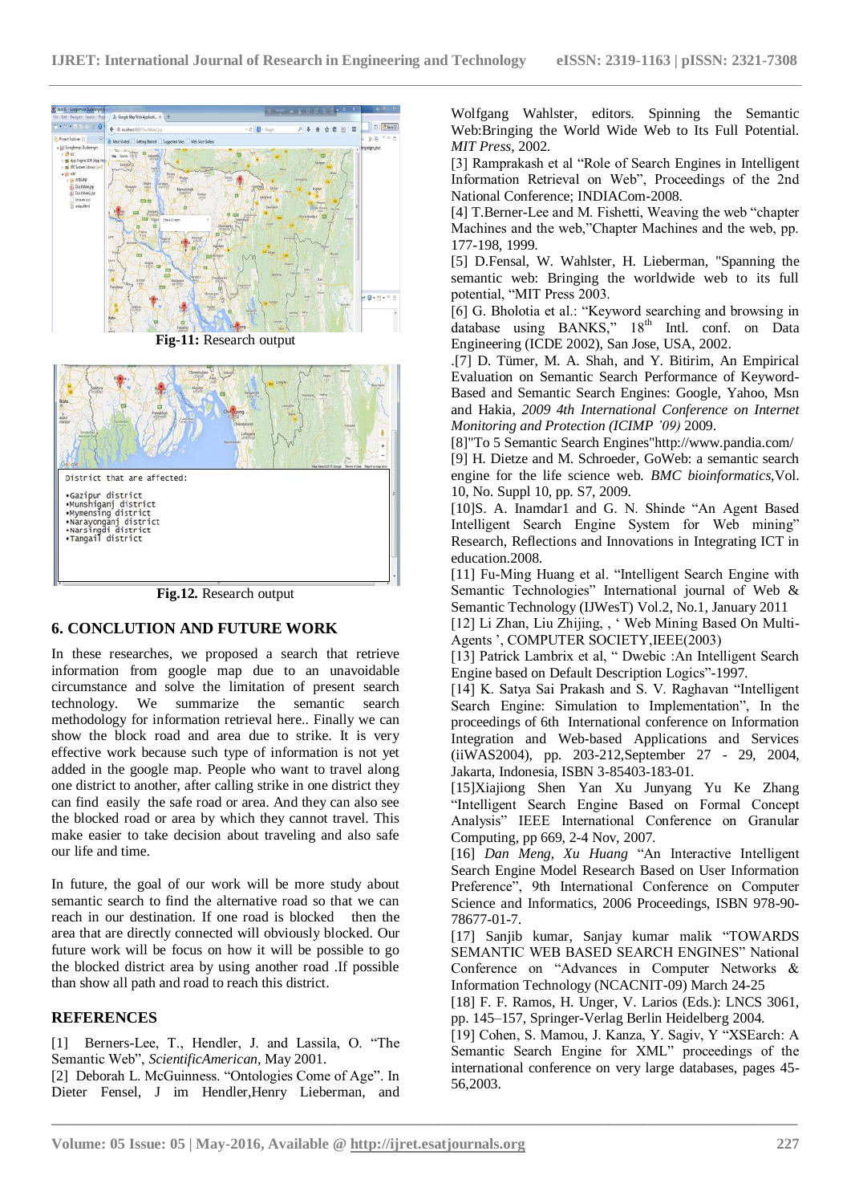**Fig-11:** Research output

```
District that are affected:

•Gazipur district
•Munshiganj district
•Mymensing district
•Narayonganj district
•Narsingdi district
•Tangail district
```

**Fig.12.** Research output

## 6. CONCLUTION AND FUTURE WORK

In these researches, we proposed a search that retrieve information from google map due to an unavoidable circumstance and solve the limitation of present search technology. We summarize the semantic search methodology for information retrieval here.. Finally we can show the block road and area due to strike. It is very effective work because such type of information is not yet added in the google map. People who want to travel along one district to another, after calling strike in one district they can find easily the safe road or area. And they can also see the blocked road or area by which they cannot travel. This make easier to take decision about traveling and also safe our life and time.

In future, the goal of our work will be more study about semantic search to find the alternative road so that we can reach in our destination. If one road is blocked then the area that are directly connected will obviously blocked. Our future work will be focus on how it will be possible to go the blocked district area by using another road .If possible than show all path and road to reach this district.

## REFERENCES

[1] Berners-Lee, T., Hendler, J. and Lassila, O. "The Semantic Web", *ScientificAmerican*, May 2001.

[2] Deborah L. McGuinness. "Ontologies Come of Age". In Dieter Fensel, J im Hendler,Henry Lieberman, and Wolfgang Wahlster, editors. Spinning the Semantic Web:Bringing the World Wide Web to Its Full Potential. *MIT Press*, 2002.

[3] Ramprakash et al "Role of Search Engines in Intelligent Information Retrieval on Web", Proceedings of the 2nd National Conference; INDIACom-2008.

[4] T.Berner-Lee and M. Fishetti, Weaving the web "chapter Machines and the web,"Chapter Machines and the web, pp. 177-198, 1999.

[5] D.Fensal, W. Wahlster, H. Lieberman, "Spanning the semantic web: Bringing the worldwide web to its full potential, "MIT Press 2003.

[6] G. Bholotia et al.: "Keyword searching and browsing in database using BANKS," 18th Intl. conf. on Data Engineering (ICDE 2002), San Jose, USA, 2002.

.[7] D. Tümer, M. A. Shah, and Y. Bitirim, An Empirical Evaluation on Semantic Search Performance of Keyword-Based and Semantic Search Engines: Google, Yahoo, Msn and Hakia, *2009 4th International Conference on Internet Monitoring and Protection (ICIMP '09)* 2009.

[8]"To 5 Semantic Search Engines"http://www.pandia.com/

[9] H. Dietze and M. Schroeder, GoWeb: a semantic search engine for the life science web. *BMC bioinformatics*,Vol. 10, No. Suppl 10, pp. S7, 2009.

[10]S. A. Inamdar1 and G. N. Shinde "An Agent Based Intelligent Search Engine System for Web mining" Research, Reflections and Innovations in Integrating ICT in education.2008.

[11] Fu-Ming Huang et al. "Intelligent Search Engine with Semantic Technologies" International journal of Web & Semantic Technology (IJWesT) Vol.2, No.1, January 2011

[12] Li Zhan, Liu Zhijing, , ' Web Mining Based On Multi-Agents ', COMPUTER SOCIETY,IEEE(2003)

[13] Patrick Lambrix et al, " Dwebic :An Intelligent Search Engine based on Default Description Logics"-1997.

[14] K. Satya Sai Prakash and S. V. Raghavan "Intelligent Search Engine: Simulation to Implementation", In the proceedings of 6th International conference on Information Integration and Web-based Applications and Services (iiWAS2004), pp. 203-212,September 27 - 29, 2004, Jakarta, Indonesia, ISBN 3-85403-183-01.

[15]Xiajiong Shen Yan Xu Junyang Yu Ke Zhang "Intelligent Search Engine Based on Formal Concept Analysis" IEEE International Conference on Granular Computing, pp 669, 2-4 Nov, 2007.

[16] *Dan Meng, Xu Huang* "An Interactive Intelligent Search Engine Model Research Based on User Information Preference", 9th International Conference on Computer Science and Informatics, 2006 Proceedings, ISBN 978-90-78677-01-7.

[17] Sanjib kumar, Sanjay kumar malik "TOWARDS SEMANTIC WEB BASED SEARCH ENGINES" National Conference on "Advances in Computer Networks & Information Technology (NCACNIT-09) March 24-25

[18] F. F. Ramos, H. Unger, V. Larios (Eds.): LNCS 3061, pp. 145–157, Springer-Verlag Berlin Heidelberg 2004.

[19] Cohen, S. Mamou, J. Kanza, Y. Sagiv, Y "XSEarch: A Semantic Search Engine for XML" proceedings of the international conference on very large databases, pages 45-56,2003.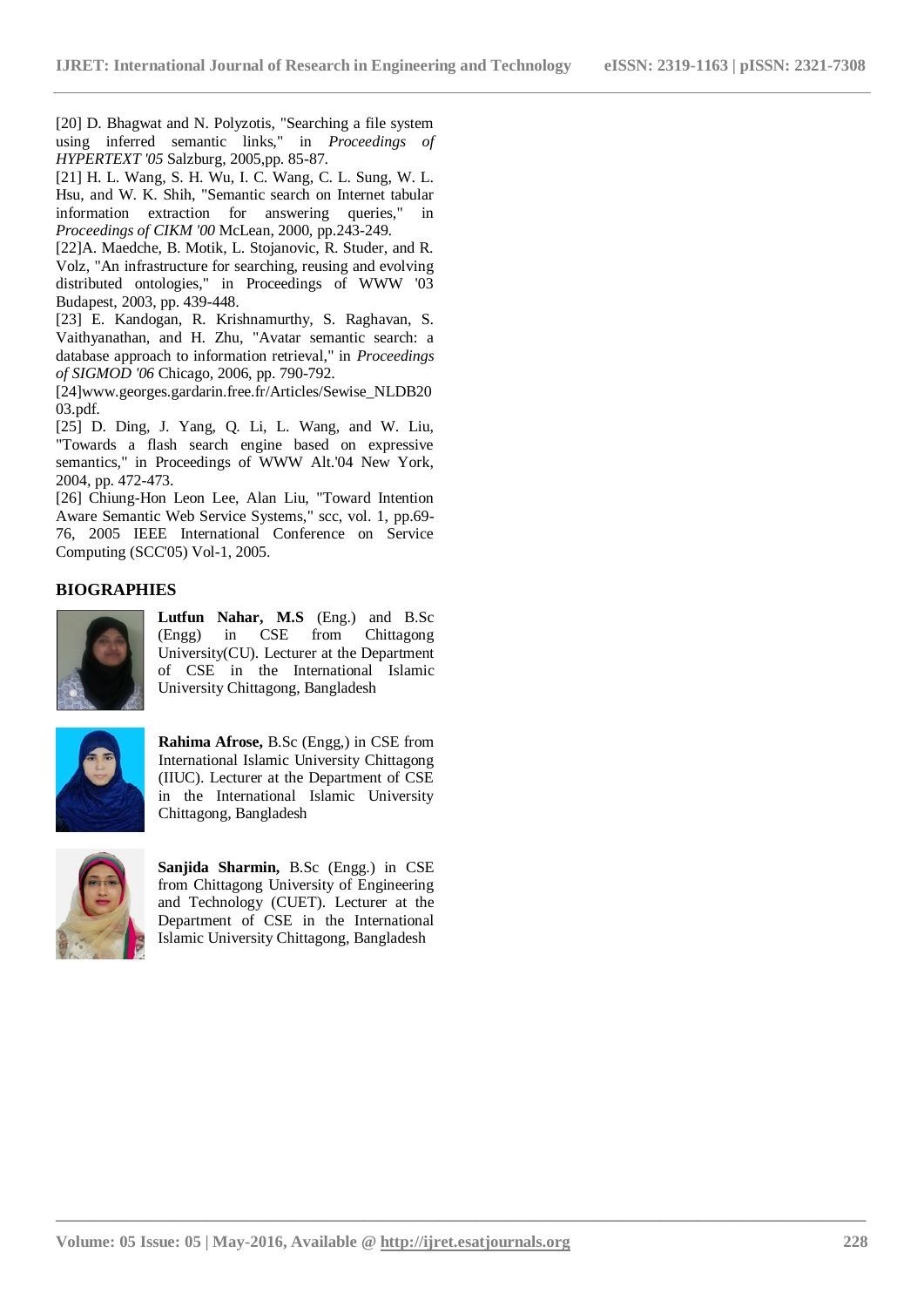[20] D. Bhagwat and N. Polyzotis, "Searching a file system using inferred semantic links," in *Proceedings of HYPERTEXT '05* Salzburg, 2005,pp. 85-87.

[21] H. L. Wang, S. H. Wu, I. C. Wang, C. L. Sung, W. L. Hsu, and W. K. Shih, "Semantic search on Internet tabular information extraction for answering queries," in *Proceedings of CIKM '00* McLean, 2000, pp.243-249.

[22]A. Maedche, B. Motik, L. Stojanovic, R. Studer, and R. Volz, "An infrastructure for searching, reusing and evolving distributed ontologies," in Proceedings of WWW '03 Budapest, 2003, pp. 439-448.

[23] E. Kandogan, R. Krishnamurthy, S. Raghavan, S. Vaithyanathan, and H. Zhu, "Avatar semantic search: a database approach to information retrieval," in *Proceedings of SIGMOD '06* Chicago, 2006, pp. 790-792.

[24]www.georges.gardarin.free.fr/Articles/Sewise_NLDB2003.pdf.

[25] D. Ding, J. Yang, Q. Li, L. Wang, and W. Liu, "Towards a flash search engine based on expressive semantics," in Proceedings of WWW Alt.'04 New York, 2004, pp. 472-473.

[26] Chiung-Hon Leon Lee, Alan Liu, "Toward Intention Aware Semantic Web Service Systems," scc, vol. 1, pp.69-76, 2005 IEEE International Conference on Service Computing (SCC'05) Vol-1, 2005.

## BIOGRAPHIES

**Lutfun Nahar, M.S** (Eng.) and B.Sc (Engg) in CSE from Chittagong University(CU). Lecturer at the Department of CSE in the International Islamic University Chittagong, Bangladesh

**Rahima Afrose,** B.Sc (Engg,) in CSE from International Islamic University Chittagong (IIUC). Lecturer at the Department of CSE in the International Islamic University Chittagong, Bangladesh

**Sanjida Sharmin,** B.Sc (Engg.) in CSE from Chittagong University of Engineering and Technology (CUET). Lecturer at the Department of CSE in the International Islamic University Chittagong, Bangladesh